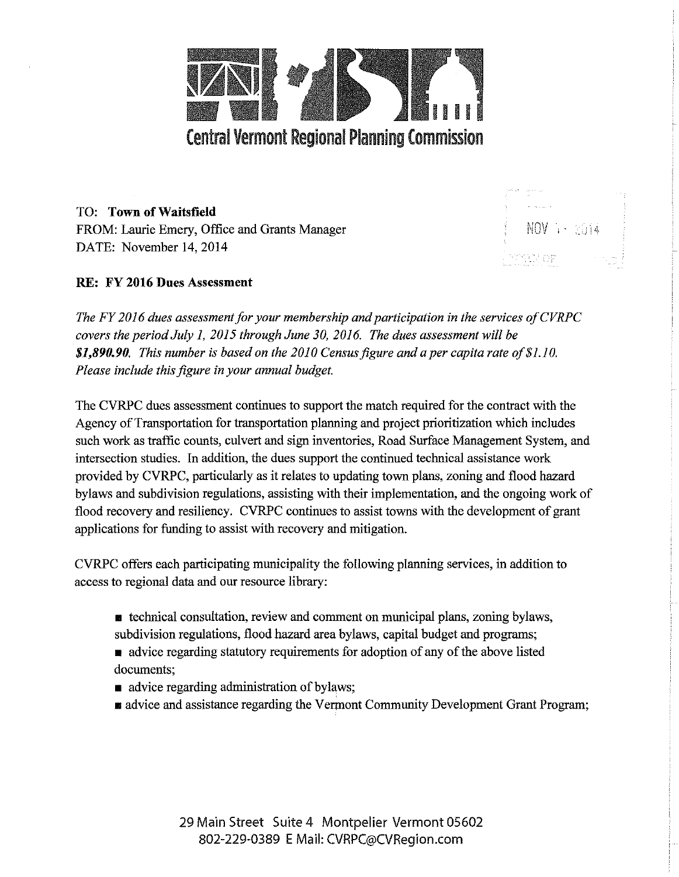# Central Vermont Regional Planning Commission

TO: **Town of Waitsfield**
FROM: Laurie Emery, Office and Grants Manager
DATE: November 14, 2014

**RE: FY 2016 Dues Assessment**

*The FY 2016 dues assessment for your membership and participation in the services of CVRPC covers the period July 1, 2015 through June 30, 2016. The dues assessment will be* ***$1,890.90.*** *This number is based on the 2010 Census figure and a per capita rate of $1.10. Please include this figure in your annual budget.*

The CVRPC dues assessment continues to support the match required for the contract with the Agency of Transportation for transportation planning and project prioritization which includes such work as traffic counts, culvert and sign inventories, Road Surface Management System, and intersection studies. In addition, the dues support the continued technical assistance work provided by CVRPC, particularly as it relates to updating town plans, zoning and flood hazard bylaws and subdivision regulations, assisting with their implementation, and the ongoing work of flood recovery and resiliency. CVRPC continues to assist towns with the development of grant applications for funding to assist with recovery and mitigation.

CVRPC offers each participating municipality the following planning services, in addition to access to regional data and our resource library:

- technical consultation, review and comment on municipal plans, zoning bylaws, subdivision regulations, flood hazard area bylaws, capital budget and programs;
- advice regarding statutory requirements for adoption of any of the above listed documents;
- advice regarding administration of bylaws;
- advice and assistance regarding the Vermont Community Development Grant Program;

29 Main Street Suite 4 Montpelier Vermont 05602
802-229-0389 E Mail: CVRPC@CVRegion.com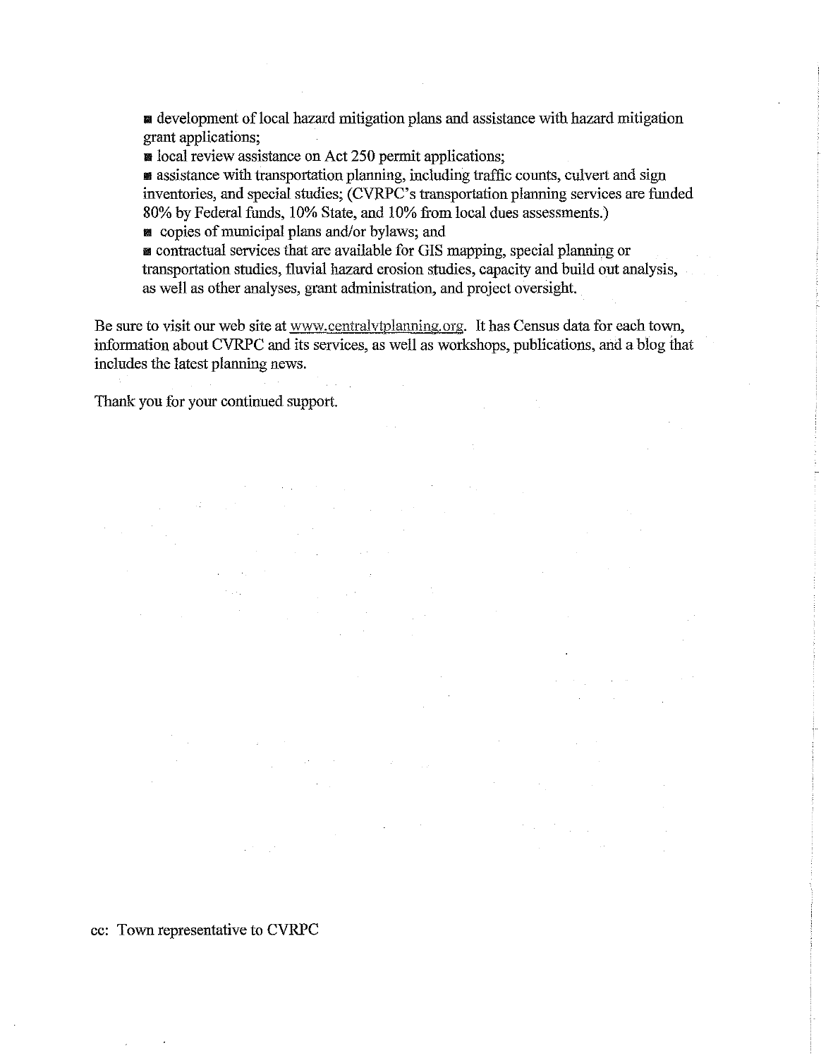- development of local hazard mitigation plans and assistance with hazard mitigation grant applications;
- local review assistance on Act 250 permit applications;
- assistance with transportation planning, including traffic counts, culvert and sign inventories, and special studies; (CVRPC's transportation planning services are funded 80% by Federal funds, 10% State, and 10% from local dues assessments.)
- copies of municipal plans and/or bylaws; and
- contractual services that are available for GIS mapping, special planning or transportation studies, fluvial hazard erosion studies, capacity and build out analysis, as well as other analyses, grant administration, and project oversight.

Be sure to visit our web site at www.centralvtplanning.org. It has Census data for each town, information about CVRPC and its services, as well as workshops, publications, and a blog that includes the latest planning news.

Thank you for your continued support.

cc: Town representative to CVRPC